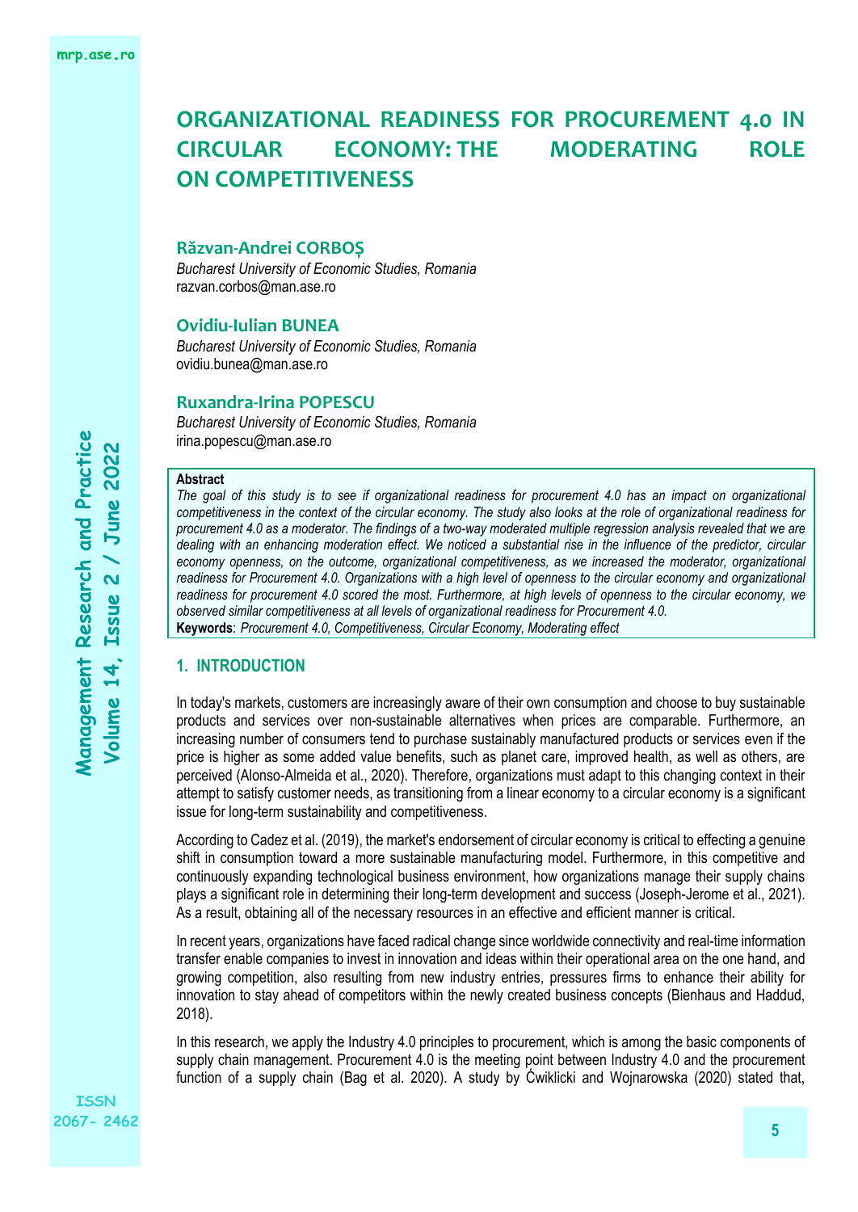# ORGANIZATIONAL READINESS FOR PROCUREMENT 4.0 IN CIRCULAR ECONOMY: THE MODERATING ROLE ON COMPETITIVENESS

**Răzvan-Andrei CORBOȘ**
*Bucharest University of Economic Studies, Romania*
razvan.corbos@man.ase.ro

**Ovidiu-Iulian BUNEA**
*Bucharest University of Economic Studies, Romania*
ovidiu.bunea@man.ase.ro

**Ruxandra-Irina POPESCU**
*Bucharest University of Economic Studies, Romania*
irina.popescu@man.ase.ro

**Abstract**
*The goal of this study is to see if organizational readiness for procurement 4.0 has an impact on organizational competitiveness in the context of the circular economy. The study also looks at the role of organizational readiness for procurement 4.0 as a moderator. The findings of a two-way moderated multiple regression analysis revealed that we are dealing with an enhancing moderation effect. We noticed a substantial rise in the influence of the predictor, circular economy openness, on the outcome, organizational competitiveness, as we increased the moderator, organizational readiness for Procurement 4.0. Organizations with a high level of openness to the circular economy and organizational readiness for procurement 4.0 scored the most. Furthermore, at high levels of openness to the circular economy, we observed similar competitiveness at all levels of organizational readiness for Procurement 4.0.*
**Keywords**: *Procurement 4.0, Competitiveness, Circular Economy, Moderating effect*

## 1. INTRODUCTION

In today's markets, customers are increasingly aware of their own consumption and choose to buy sustainable products and services over non-sustainable alternatives when prices are comparable. Furthermore, an increasing number of consumers tend to purchase sustainably manufactured products or services even if the price is higher as some added value benefits, such as planet care, improved health, as well as others, are perceived (Alonso-Almeida et al., 2020). Therefore, organizations must adapt to this changing context in their attempt to satisfy customer needs, as transitioning from a linear economy to a circular economy is a significant issue for long-term sustainability and competitiveness.

According to Cadez et al. (2019), the market's endorsement of circular economy is critical to effecting a genuine shift in consumption toward a more sustainable manufacturing model. Furthermore, in this competitive and continuously expanding technological business environment, how organizations manage their supply chains plays a significant role in determining their long-term development and success (Joseph-Jerome et al., 2021). As a result, obtaining all of the necessary resources in an effective and efficient manner is critical.

In recent years, organizations have faced radical change since worldwide connectivity and real-time information transfer enable companies to invest in innovation and ideas within their operational area on the one hand, and growing competition, also resulting from new industry entries, pressures firms to enhance their ability for innovation to stay ahead of competitors within the newly created business concepts (Bienhaus and Haddud, 2018).

In this research, we apply the Industry 4.0 principles to procurement, which is among the basic components of supply chain management. Procurement 4.0 is the meeting point between Industry 4.0 and the procurement function of a supply chain (Bag et al. 2020). A study by Ćwiklicki and Wojnarowska (2020) stated that,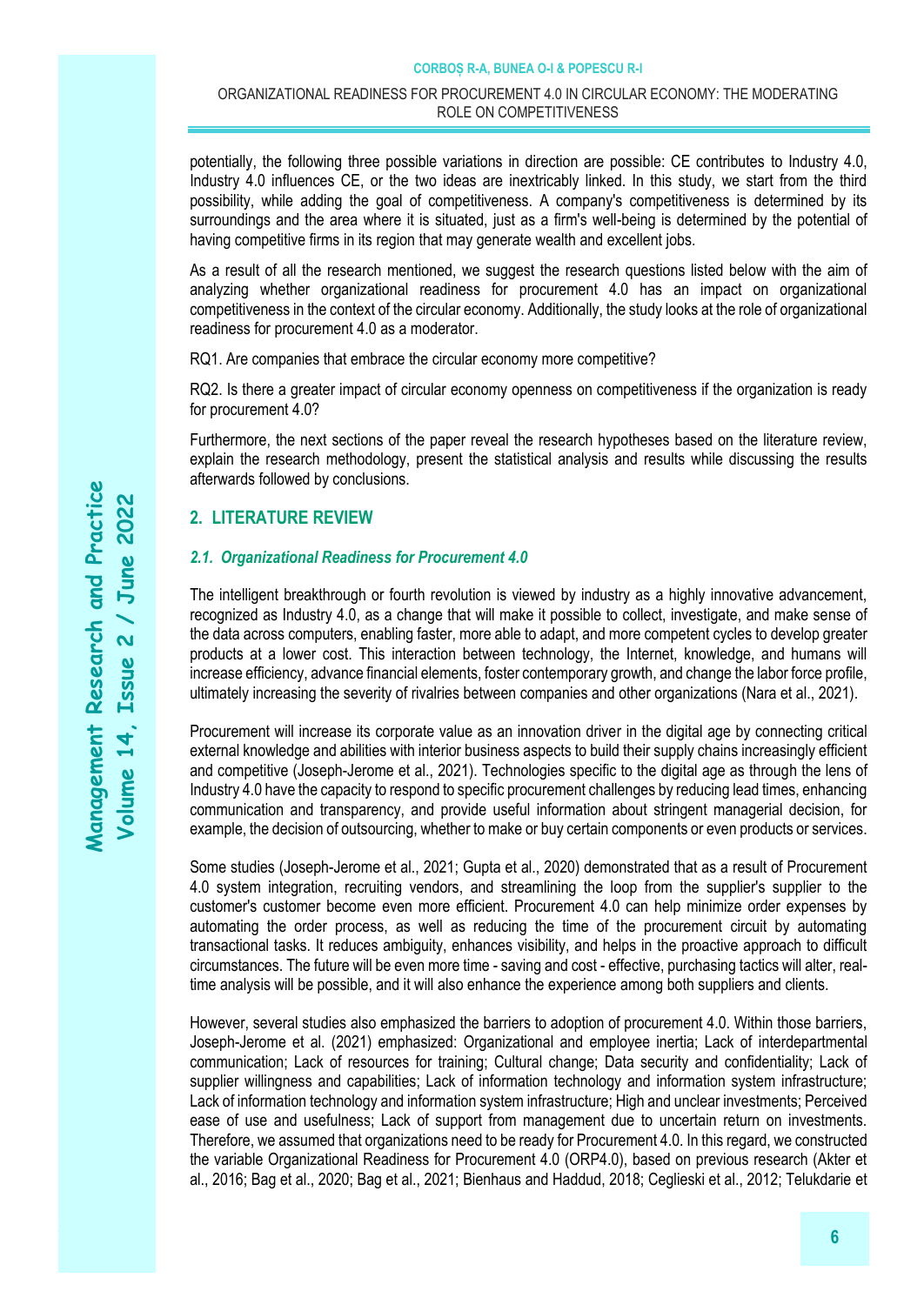potentially, the following three possible variations in direction are possible: CE contributes to Industry 4.0, Industry 4.0 influences CE, or the two ideas are inextricably linked. In this study, we start from the third possibility, while adding the goal of competitiveness. A company's competitiveness is determined by its surroundings and the area where it is situated, just as a firm's well-being is determined by the potential of having competitive firms in its region that may generate wealth and excellent jobs.

As a result of all the research mentioned, we suggest the research questions listed below with the aim of analyzing whether organizational readiness for procurement 4.0 has an impact on organizational competitiveness in the context of the circular economy. Additionally, the study looks at the role of organizational readiness for procurement 4.0 as a moderator.

RQ1. Are companies that embrace the circular economy more competitive?

RQ2. Is there a greater impact of circular economy openness on competitiveness if the organization is ready for procurement 4.0?

Furthermore, the next sections of the paper reveal the research hypotheses based on the literature review, explain the research methodology, present the statistical analysis and results while discussing the results afterwards followed by conclusions.

## 2. LITERATURE REVIEW

### *2.1. Organizational Readiness for Procurement 4.0*

The intelligent breakthrough or fourth revolution is viewed by industry as a highly innovative advancement, recognized as Industry 4.0, as a change that will make it possible to collect, investigate, and make sense of the data across computers, enabling faster, more able to adapt, and more competent cycles to develop greater products at a lower cost. This interaction between technology, the Internet, knowledge, and humans will increase efficiency, advance financial elements, foster contemporary growth, and change the labor force profile, ultimately increasing the severity of rivalries between companies and other organizations (Nara et al., 2021).

Procurement will increase its corporate value as an innovation driver in the digital age by connecting critical external knowledge and abilities with interior business aspects to build their supply chains increasingly efficient and competitive (Joseph-Jerome et al., 2021). Technologies specific to the digital age as through the lens of Industry 4.0 have the capacity to respond to specific procurement challenges by reducing lead times, enhancing communication and transparency, and provide useful information about stringent managerial decision, for example, the decision of outsourcing, whether to make or buy certain components or even products or services.

Some studies (Joseph-Jerome et al., 2021; Gupta et al., 2020) demonstrated that as a result of Procurement 4.0 system integration, recruiting vendors, and streamlining the loop from the supplier's supplier to the customer's customer become even more efficient. Procurement 4.0 can help minimize order expenses by automating the order process, as well as reducing the time of the procurement circuit by automating transactional tasks. It reduces ambiguity, enhances visibility, and helps in the proactive approach to difficult circumstances. The future will be even more time - saving and cost - effective, purchasing tactics will alter, real-time analysis will be possible, and it will also enhance the experience among both suppliers and clients.

However, several studies also emphasized the barriers to adoption of procurement 4.0. Within those barriers, Joseph-Jerome et al. (2021) emphasized: Organizational and employee inertia; Lack of interdepartmental communication; Lack of resources for training; Cultural change; Data security and confidentiality; Lack of supplier willingness and capabilities; Lack of information technology and information system infrastructure; Lack of information technology and information system infrastructure; High and unclear investments; Perceived ease of use and usefulness; Lack of support from management due to uncertain return on investments. Therefore, we assumed that organizations need to be ready for Procurement 4.0. In this regard, we constructed the variable Organizational Readiness for Procurement 4.0 (ORP4.0), based on previous research (Akter et al., 2016; Bag et al., 2020; Bag et al., 2021; Bienhaus and Haddud, 2018; Ceglieski et al., 2012; Telukdarie et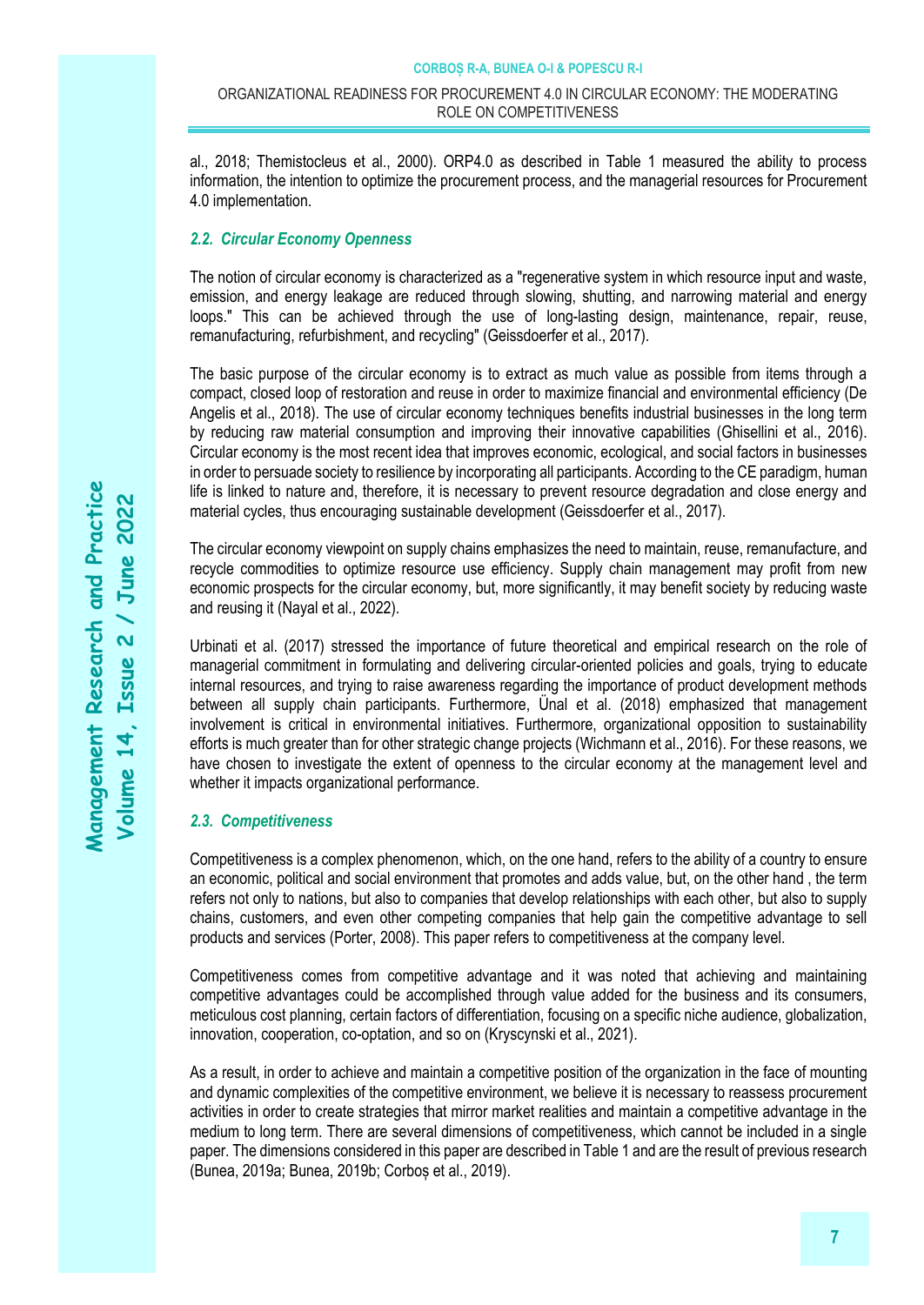al., 2018; Themistocleus et al., 2000). ORP4.0 as described in Table 1 measured the ability to process information, the intention to optimize the procurement process, and the managerial resources for Procurement 4.0 implementation.

### *2.2. Circular Economy Openness*

The notion of circular economy is characterized as a "regenerative system in which resource input and waste, emission, and energy leakage are reduced through slowing, shutting, and narrowing material and energy loops." This can be achieved through the use of long-lasting design, maintenance, repair, reuse, remanufacturing, refurbishment, and recycling" (Geissdoerfer et al., 2017).

The basic purpose of the circular economy is to extract as much value as possible from items through a compact, closed loop of restoration and reuse in order to maximize financial and environmental efficiency (De Angelis et al., 2018). The use of circular economy techniques benefits industrial businesses in the long term by reducing raw material consumption and improving their innovative capabilities (Ghisellini et al., 2016). Circular economy is the most recent idea that improves economic, ecological, and social factors in businesses in order to persuade society to resilience by incorporating all participants. According to the CE paradigm, human life is linked to nature and, therefore, it is necessary to prevent resource degradation and close energy and material cycles, thus encouraging sustainable development (Geissdoerfer et al., 2017).

The circular economy viewpoint on supply chains emphasizes the need to maintain, reuse, remanufacture, and recycle commodities to optimize resource use efficiency. Supply chain management may profit from new economic prospects for the circular economy, but, more significantly, it may benefit society by reducing waste and reusing it (Nayal et al., 2022).

Urbinati et al. (2017) stressed the importance of future theoretical and empirical research on the role of managerial commitment in formulating and delivering circular-oriented policies and goals, trying to educate internal resources, and trying to raise awareness regarding the importance of product development methods between all supply chain participants. Furthermore, Ünal et al. (2018) emphasized that management involvement is critical in environmental initiatives. Furthermore, organizational opposition to sustainability efforts is much greater than for other strategic change projects (Wichmann et al., 2016). For these reasons, we have chosen to investigate the extent of openness to the circular economy at the management level and whether it impacts organizational performance.

### *2.3. Competitiveness*

Competitiveness is a complex phenomenon, which, on the one hand, refers to the ability of a country to ensure an economic, political and social environment that promotes and adds value, but, on the other hand , the term refers not only to nations, but also to companies that develop relationships with each other, but also to supply chains, customers, and even other competing companies that help gain the competitive advantage to sell products and services (Porter, 2008). This paper refers to competitiveness at the company level.

Competitiveness comes from competitive advantage and it was noted that achieving and maintaining competitive advantages could be accomplished through value added for the business and its consumers, meticulous cost planning, certain factors of differentiation, focusing on a specific niche audience, globalization, innovation, cooperation, co-optation, and so on (Kryscynski et al., 2021).

As a result, in order to achieve and maintain a competitive position of the organization in the face of mounting and dynamic complexities of the competitive environment, we believe it is necessary to reassess procurement activities in order to create strategies that mirror market realities and maintain a competitive advantage in the medium to long term. There are several dimensions of competitiveness, which cannot be included in a single paper. The dimensions considered in this paper are described in Table 1 and are the result of previous research (Bunea, 2019a; Bunea, 2019b; Corboș et al., 2019).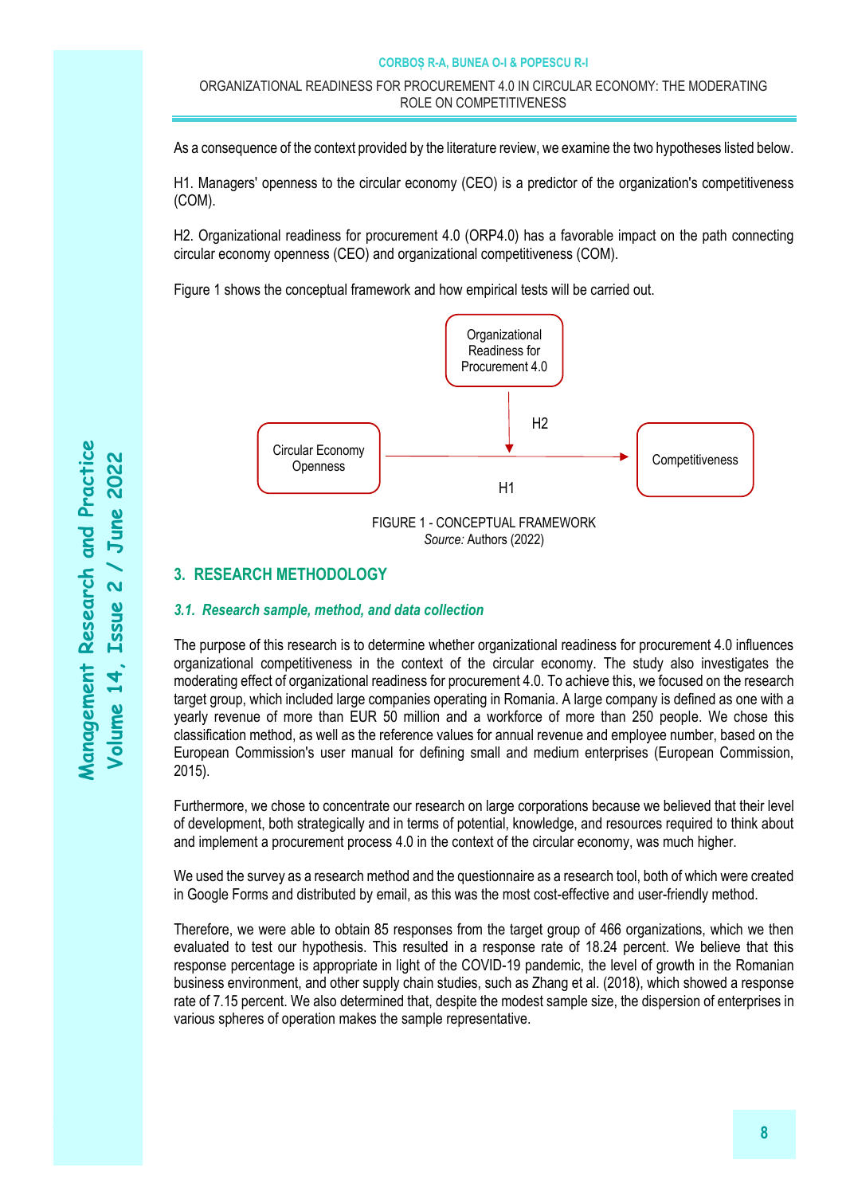As a consequence of the context provided by the literature review, we examine the two hypotheses listed below.

H1. Managers' openness to the circular economy (CEO) is a predictor of the organization's competitiveness (COM).

H2. Organizational readiness for procurement 4.0 (ORP4.0) has a favorable impact on the path connecting circular economy openness (CEO) and organizational competitiveness (COM).

Figure 1 shows the conceptual framework and how empirical tests will be carried out.

FIGURE 1 - CONCEPTUAL FRAMEWORK
*Source:* Authors (2022)

## 3. RESEARCH METHODOLOGY

### *3.1. Research sample, method, and data collection*

The purpose of this research is to determine whether organizational readiness for procurement 4.0 influences organizational competitiveness in the context of the circular economy. The study also investigates the moderating effect of organizational readiness for procurement 4.0. To achieve this, we focused on the research target group, which included large companies operating in Romania. A large company is defined as one with a yearly revenue of more than EUR 50 million and a workforce of more than 250 people. We chose this classification method, as well as the reference values for annual revenue and employee number, based on the European Commission's user manual for defining small and medium enterprises (European Commission, 2015).

Furthermore, we chose to concentrate our research on large corporations because we believed that their level of development, both strategically and in terms of potential, knowledge, and resources required to think about and implement a procurement process 4.0 in the context of the circular economy, was much higher.

We used the survey as a research method and the questionnaire as a research tool, both of which were created in Google Forms and distributed by email, as this was the most cost-effective and user-friendly method.

Therefore, we were able to obtain 85 responses from the target group of 466 organizations, which we then evaluated to test our hypothesis. This resulted in a response rate of 18.24 percent. We believe that this response percentage is appropriate in light of the COVID-19 pandemic, the level of growth in the Romanian business environment, and other supply chain studies, such as Zhang et al. (2018), which showed a response rate of 7.15 percent. We also determined that, despite the modest sample size, the dispersion of enterprises in various spheres of operation makes the sample representative.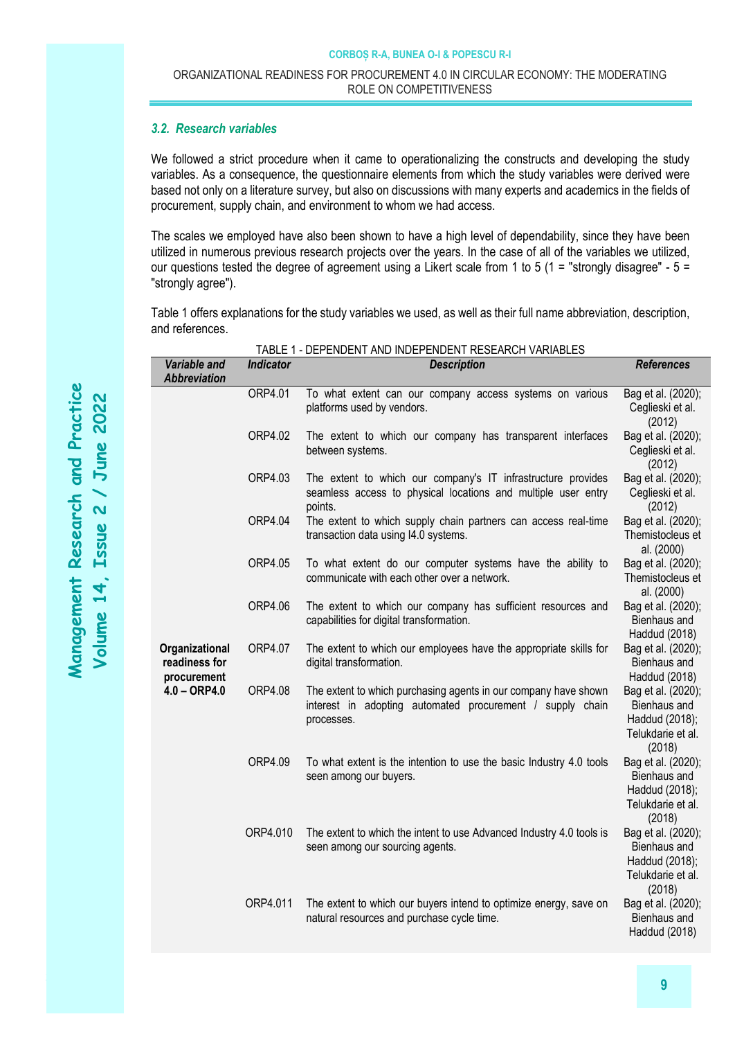### 3.2. Research variables

We followed a strict procedure when it came to operationalizing the constructs and developing the study variables. As a consequence, the questionnaire elements from which the study variables were derived were based not only on a literature survey, but also on discussions with many experts and academics in the fields of procurement, supply chain, and environment to whom we had access.

The scales we employed have also been shown to have a high level of dependability, since they have been utilized in numerous previous research projects over the years. In the case of all of the variables we utilized, our questions tested the degree of agreement using a Likert scale from 1 to 5 (1 = "strongly disagree" - 5 = "strongly agree").

Table 1 offers explanations for the study variables we used, as well as their full name abbreviation, description, and references.

TABLE 1 - DEPENDENT AND INDEPENDENT RESEARCH VARIABLES

| Variable and Abbreviation | Indicator | Description | References |
|---|---|---|---|
| Organizational readiness for procurement 4.0 – ORP4.0 | ORP4.01 | To what extent can our company access systems on various platforms used by vendors. | Bag et al. (2020); Ceglieski et al. (2012) |
| | ORP4.02 | The extent to which our company has transparent interfaces between systems. | Bag et al. (2020); Ceglieski et al. (2012) |
| | ORP4.03 | The extent to which our company's IT infrastructure provides seamless access to physical locations and multiple user entry points. | Bag et al. (2020); Ceglieski et al. (2012) |
| | ORP4.04 | The extent to which supply chain partners can access real-time transaction data using I4.0 systems. | Bag et al. (2020); Themistocleus et al. (2000) |
| | ORP4.05 | To what extent do our computer systems have the ability to communicate with each other over a network. | Bag et al. (2020); Themistocleus et al. (2000) |
| | ORP4.06 | The extent to which our company has sufficient resources and capabilities for digital transformation. | Bag et al. (2020); Bienhaus and Haddud (2018) |
| | ORP4.07 | The extent to which our employees have the appropriate skills for digital transformation. | Bag et al. (2020); Bienhaus and Haddud (2018) |
| | ORP4.08 | The extent to which purchasing agents in our company have shown interest in adopting automated procurement / supply chain processes. | Bag et al. (2020); Bienhaus and Haddud (2018); Telukdarie et al. (2018) |
| | ORP4.09 | To what extent is the intention to use the basic Industry 4.0 tools seen among our buyers. | Bag et al. (2020); Bienhaus and Haddud (2018); Telukdarie et al. (2018) |
| | ORP4.010 | The extent to which the intent to use Advanced Industry 4.0 tools is seen among our sourcing agents. | Bag et al. (2020); Bienhaus and Haddud (2018); Telukdarie et al. (2018) |
| | ORP4.011 | The extent to which our buyers intend to optimize energy, save on natural resources and purchase cycle time. | Bag et al. (2020); Bienhaus and Haddud (2018) |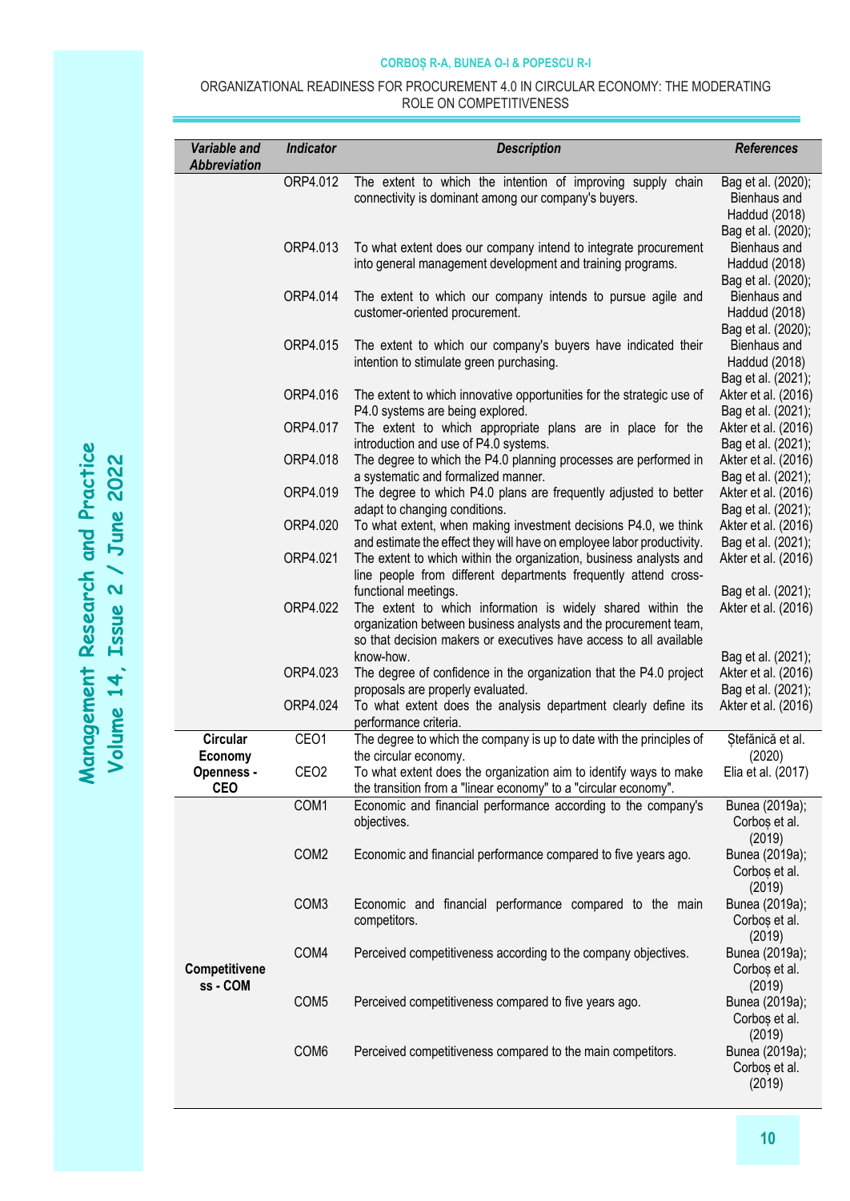| *Variable and Abbreviation* | *Indicator* | *Description* | *References* |
|---|---|---|---|
| | ORP4.012 | The extent to which the intention of improving supply chain connectivity is dominant among our company's buyers. | Bag et al. (2020); Bienhaus and Haddud (2018) |
| | ORP4.013 | To what extent does our company intend to integrate procurement into general management development and training programs. | Bag et al. (2020); Bienhaus and Haddud (2018) |
| | ORP4.014 | The extent to which our company intends to pursue agile and customer-oriented procurement. | Bag et al. (2020); Bienhaus and Haddud (2018) |
| | ORP4.015 | The extent to which our company's buyers have indicated their intention to stimulate green purchasing. | Bag et al. (2020); Bienhaus and Haddud (2018) |
| | ORP4.016 | The extent to which innovative opportunities for the strategic use of P4.0 systems are being explored. | Bag et al. (2021); Akter et al. (2016) |
| | ORP4.017 | The extent to which appropriate plans are in place for the introduction and use of P4.0 systems. | Bag et al. (2021); Akter et al. (2016) |
| | ORP4.018 | The degree to which the P4.0 planning processes are performed in a systematic and formalized manner. | Bag et al. (2021); Akter et al. (2016) |
| | ORP4.019 | The degree to which P4.0 plans are frequently adjusted to better adapt to changing conditions. | Bag et al. (2021); Akter et al. (2016) |
| | ORP4.020 | To what extent, when making investment decisions P4.0, we think and estimate the effect they will have on employee labor productivity. | Bag et al. (2021); Akter et al. (2016) |
| | ORP4.021 | The extent to which within the organization, business analysts and line people from different departments frequently attend cross-functional meetings. | Bag et al. (2021); Akter et al. (2016) |
| | ORP4.022 | The extent to which information is widely shared within the organization between business analysts and the procurement team, so that decision makers or executives have access to all available know-how. | Bag et al. (2021); Akter et al. (2016) |
| | ORP4.023 | The degree of confidence in the organization that the P4.0 project proposals are properly evaluated. | Bag et al. (2021); Akter et al. (2016) |
| | ORP4.024 | To what extent does the analysis department clearly define its performance criteria. | Bag et al. (2021); Akter et al. (2016) |
| **Circular Economy Openness - CEO** | CEO1 | The degree to which the company is up to date with the principles of the circular economy. | Ștefănică et al. (2020) |
| | CEO2 | To what extent does the organization aim to identify ways to make the transition from a "linear economy" to a "circular economy". | Elia et al. (2017) |
| **Competitiveness - COM** | COM1 | Economic and financial performance according to the company's objectives. | Bunea (2019a); Corboș et al. (2019) |
| | COM2 | Economic and financial performance compared to five years ago. | Bunea (2019a); Corboș et al. (2019) |
| | COM3 | Economic and financial performance compared to the main competitors. | Bunea (2019a); Corboș et al. (2019) |
| | COM4 | Perceived competitiveness according to the company objectives. | Bunea (2019a); Corboș et al. (2019) |
| | COM5 | Perceived competitiveness compared to five years ago. | Bunea (2019a); Corboș et al. (2019) |
| | COM6 | Perceived competitiveness compared to the main competitors. | Bunea (2019a); Corboș et al. (2019) |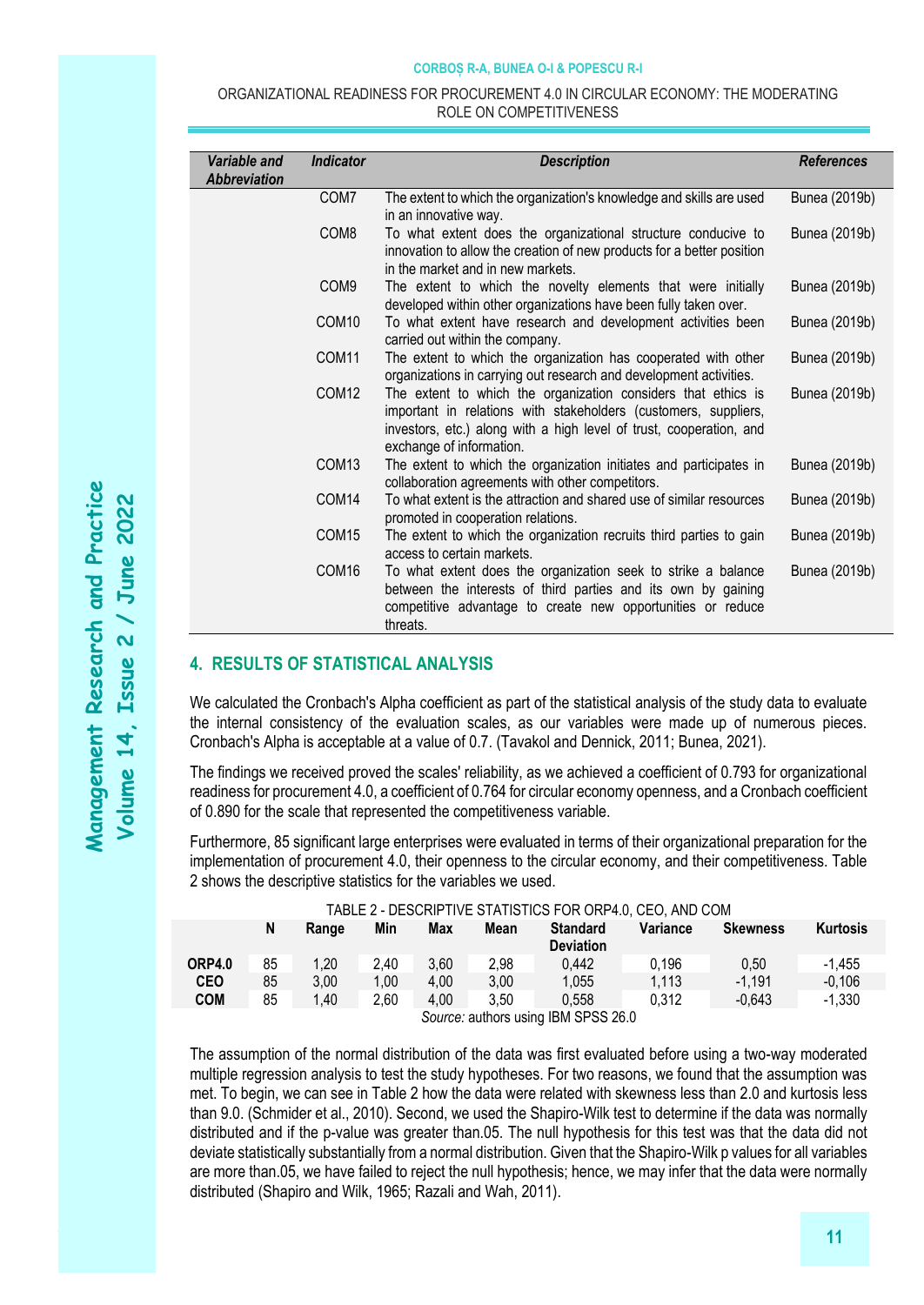| Variable and Abbreviation | Indicator | Description | References |
|---|---|---|---|
| | COM7 | The extent to which the organization's knowledge and skills are used in an innovative way. | Bunea (2019b) |
| | COM8 | To what extent does the organizational structure conducive to innovation to allow the creation of new products for a better position in the market and in new markets. | Bunea (2019b) |
| | COM9 | The extent to which the novelty elements that were initially developed within other organizations have been fully taken over. | Bunea (2019b) |
| | COM10 | To what extent have research and development activities been carried out within the company. | Bunea (2019b) |
| | COM11 | The extent to which the organization has cooperated with other organizations in carrying out research and development activities. | Bunea (2019b) |
| | COM12 | The extent to which the organization considers that ethics is important in relations with stakeholders (customers, suppliers, investors, etc.) along with a high level of trust, cooperation, and exchange of information. | Bunea (2019b) |
| | COM13 | The extent to which the organization initiates and participates in collaboration agreements with other competitors. | Bunea (2019b) |
| | COM14 | To what extent is the attraction and shared use of similar resources promoted in cooperation relations. | Bunea (2019b) |
| | COM15 | The extent to which the organization recruits third parties to gain access to certain markets. | Bunea (2019b) |
| | COM16 | To what extent does the organization seek to strike a balance between the interests of third parties and its own by gaining competitive advantage to create new opportunities or reduce threats. | Bunea (2019b) |

## 4. RESULTS OF STATISTICAL ANALYSIS

We calculated the Cronbach's Alpha coefficient as part of the statistical analysis of the study data to evaluate the internal consistency of the evaluation scales, as our variables were made up of numerous pieces. Cronbach's Alpha is acceptable at a value of 0.7. (Tavakol and Dennick, 2011; Bunea, 2021).

The findings we received proved the scales' reliability, as we achieved a coefficient of 0.793 for organizational readiness for procurement 4.0, a coefficient of 0.764 for circular economy openness, and a Cronbach coefficient of 0.890 for the scale that represented the competitiveness variable.

Furthermore, 85 significant large enterprises were evaluated in terms of their organizational preparation for the implementation of procurement 4.0, their openness to the circular economy, and their competitiveness. Table 2 shows the descriptive statistics for the variables we used.

TABLE 2 - DESCRIPTIVE STATISTICS FOR ORP4.0, CEO, AND COM

| | N | Range | Min | Max | Mean | Standard Deviation | Variance | Skewness | Kurtosis |
|---|---|---|---|---|---|---|---|---|---|
| **ORP4.0** | 85 | 1,20 | 2,40 | 3,60 | 2,98 | 0,442 | 0,196 | 0,50 | -1,455 |
| **CEO** | 85 | 3,00 | 1,00 | 4,00 | 3,00 | 1,055 | 1,113 | -1,191 | -0,106 |
| **COM** | 85 | 1,40 | 2,60 | 4,00 | 3,50 | 0,558 | 0,312 | -0,643 | -1,330 |

*Source:* authors using IBM SPSS 26.0

The assumption of the normal distribution of the data was first evaluated before using a two-way moderated multiple regression analysis to test the study hypotheses. For two reasons, we found that the assumption was met. To begin, we can see in Table 2 how the data were related with skewness less than 2.0 and kurtosis less than 9.0. (Schmider et al., 2010). Second, we used the Shapiro-Wilk test to determine if the data was normally distributed and if the p-value was greater than.05. The null hypothesis for this test was that the data did not deviate statistically substantially from a normal distribution. Given that the Shapiro-Wilk p values for all variables are more than.05, we have failed to reject the null hypothesis; hence, we may infer that the data were normally distributed (Shapiro and Wilk, 1965; Razali and Wah, 2011).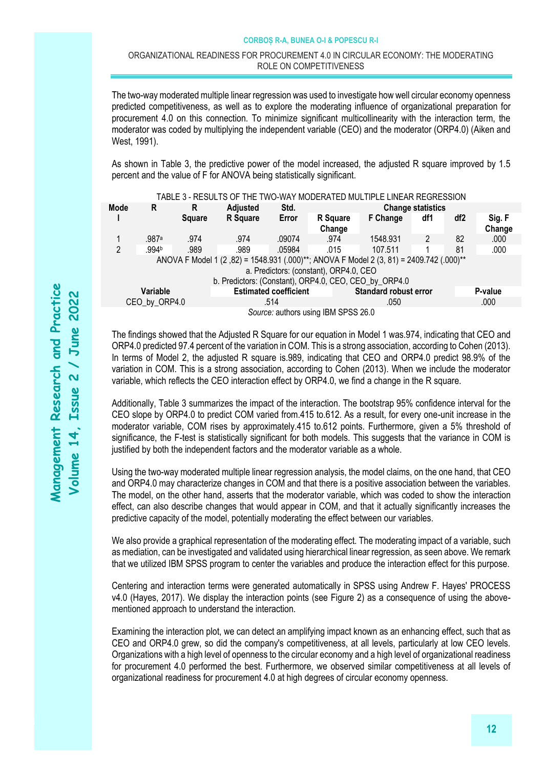The two-way moderated multiple linear regression was used to investigate how well circular economy openness predicted competitiveness, as well as to explore the moderating influence of organizational preparation for procurement 4.0 on this connection. To minimize significant multicollinearity with the interaction term, the moderator was coded by multiplying the independent variable (CEO) and the moderator (ORP4.0) (Aiken and West, 1991).

As shown in Table 3, the predictive power of the model increased, the adjusted R square improved by 1.5 percent and the value of F for ANOVA being statistically significant.

TABLE 3 - RESULTS OF THE TWO-WAY MODERATED MULTIPLE LINEAR REGRESSION

| Model | R | R Square | Adjusted R Square | Std. Error | Change statistics | | | | |
|---|---|---|---|---|---|---|---|---|---|
| | | | | | R Square Change | F Change | df1 | df2 | Sig. F Change |
| 1 | .987[a] | .974 | .974 | .09074 | .974 | 1548.931 | 2 | 82 | .000 |
| 2 | .994[b] | .989 | .989 | .05984 | .015 | 107.511 | 1 | 81 | .000 |
| ANOVA F Model 1 (2 ,82) = 1548.931 (.000)**; ANOVA F Model 2 (3, 81) = 2409.742 (.000)** | | | | | | | | | |
| a. Predictors: (constant), ORP4.0, CEO | | | | | | | | | |
| b. Predictors: (Constant), ORP4.0, CEO, CEO_by_ORP4.0 | | | | | | | | | |
| Variable | | | Estimated coefficient | | | Standard robust error | | | P-value |
| CEO_by_ORP4.0 | | | .514 | | | .050 | | | .000 |

*Source:* authors using IBM SPSS 26.0

The findings showed that the Adjusted R Square for our equation in Model 1 was.974, indicating that CEO and ORP4.0 predicted 97.4 percent of the variation in COM. This is a strong association, according to Cohen (2013). In terms of Model 2, the adjusted R square is.989, indicating that CEO and ORP4.0 predict 98.9% of the variation in COM. This is a strong association, according to Cohen (2013). When we include the moderator variable, which reflects the CEO interaction effect by ORP4.0, we find a change in the R square.

Additionally, Table 3 summarizes the impact of the interaction. The bootstrap 95% confidence interval for the CEO slope by ORP4.0 to predict COM varied from.415 to.612. As a result, for every one-unit increase in the moderator variable, COM rises by approximately.415 to.612 points. Furthermore, given a 5% threshold of significance, the F-test is statistically significant for both models. This suggests that the variance in COM is justified by both the independent factors and the moderator variable as a whole.

Using the two-way moderated multiple linear regression analysis, the model claims, on the one hand, that CEO and ORP4.0 may characterize changes in COM and that there is a positive association between the variables. The model, on the other hand, asserts that the moderator variable, which was coded to show the interaction effect, can also describe changes that would appear in COM, and that it actually significantly increases the predictive capacity of the model, potentially moderating the effect between our variables.

We also provide a graphical representation of the moderating effect. The moderating impact of a variable, such as mediation, can be investigated and validated using hierarchical linear regression, as seen above. We remark that we utilized IBM SPSS program to center the variables and produce the interaction effect for this purpose.

Centering and interaction terms were generated automatically in SPSS using Andrew F. Hayes' PROCESS v4.0 (Hayes, 2017). We display the interaction points (see Figure 2) as a consequence of using the above-mentioned approach to understand the interaction.

Examining the interaction plot, we can detect an amplifying impact known as an enhancing effect, such that as CEO and ORP4.0 grew, so did the company's competitiveness, at all levels, particularly at low CEO levels. Organizations with a high level of openness to the circular economy and a high level of organizational readiness for procurement 4.0 performed the best. Furthermore, we observed similar competitiveness at all levels of organizational readiness for procurement 4.0 at high degrees of circular economy openness.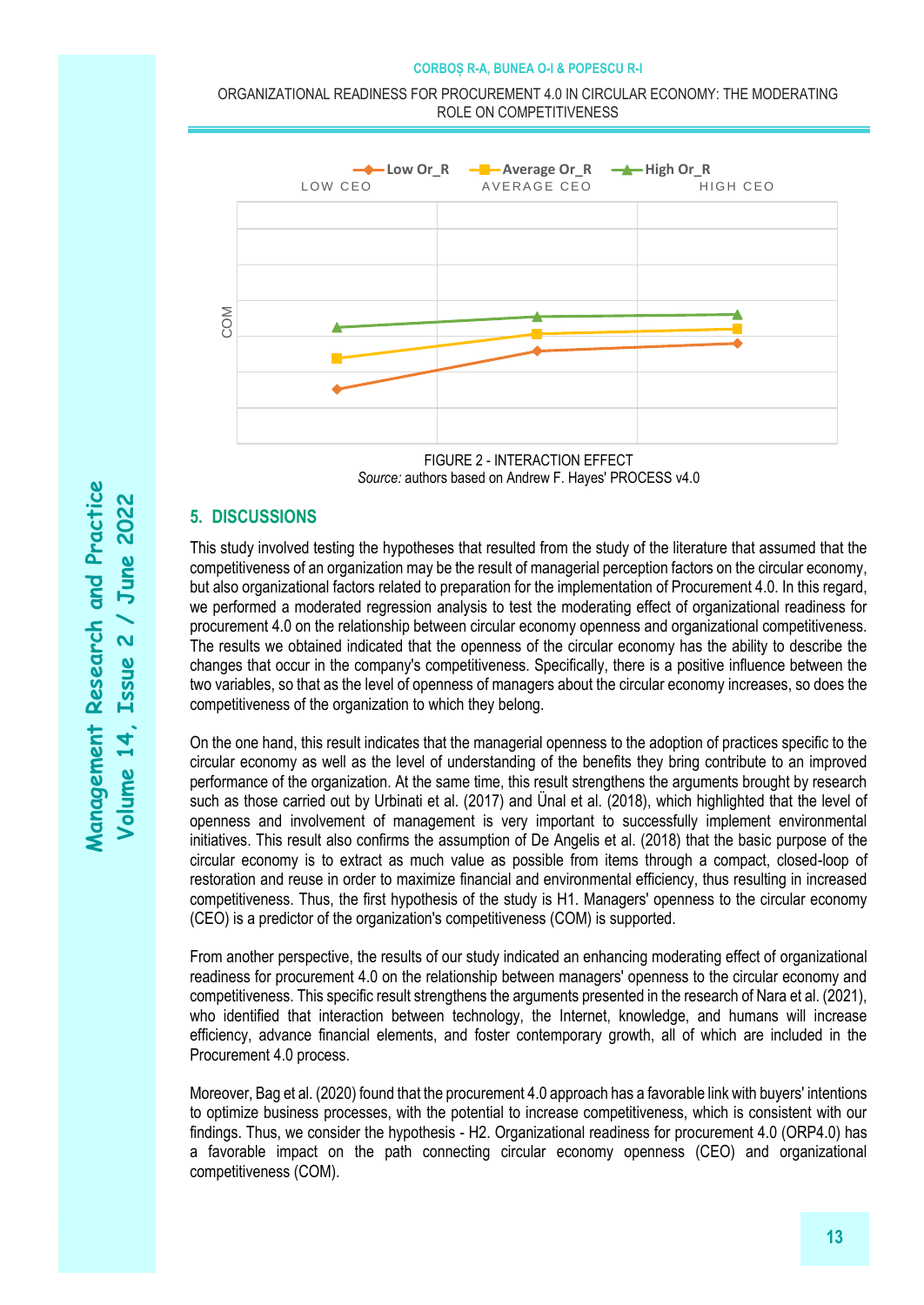FIGURE 2 - INTERACTION EFFECT
*Source:* authors based on Andrew F. Hayes' PROCESS v4.0

## 5. DISCUSSIONS

This study involved testing the hypotheses that resulted from the study of the literature that assumed that the competitiveness of an organization may be the result of managerial perception factors on the circular economy, but also organizational factors related to preparation for the implementation of Procurement 4.0. In this regard, we performed a moderated regression analysis to test the moderating effect of organizational readiness for procurement 4.0 on the relationship between circular economy openness and organizational competitiveness. The results we obtained indicated that the openness of the circular economy has the ability to describe the changes that occur in the company's competitiveness. Specifically, there is a positive influence between the two variables, so that as the level of openness of managers about the circular economy increases, so does the competitiveness of the organization to which they belong.

On the one hand, this result indicates that the managerial openness to the adoption of practices specific to the circular economy as well as the level of understanding of the benefits they bring contribute to an improved performance of the organization. At the same time, this result strengthens the arguments brought by research such as those carried out by Urbinati et al. (2017) and Ünal et al. (2018), which highlighted that the level of openness and involvement of management is very important to successfully implement environmental initiatives. This result also confirms the assumption of De Angelis et al. (2018) that the basic purpose of the circular economy is to extract as much value as possible from items through a compact, closed-loop of restoration and reuse in order to maximize financial and environmental efficiency, thus resulting in increased competitiveness. Thus, the first hypothesis of the study is H1. Managers' openness to the circular economy (CEO) is a predictor of the organization's competitiveness (COM) is supported.

From another perspective, the results of our study indicated an enhancing moderating effect of organizational readiness for procurement 4.0 on the relationship between managers' openness to the circular economy and competitiveness. This specific result strengthens the arguments presented in the research of Nara et al. (2021), who identified that interaction between technology, the Internet, knowledge, and humans will increase efficiency, advance financial elements, and foster contemporary growth, all of which are included in the Procurement 4.0 process.

Moreover, Bag et al. (2020) found that the procurement 4.0 approach has a favorable link with buyers' intentions to optimize business processes, with the potential to increase competitiveness, which is consistent with our findings. Thus, we consider the hypothesis - H2. Organizational readiness for procurement 4.0 (ORP4.0) has a favorable impact on the path connecting circular economy openness (CEO) and organizational competitiveness (COM).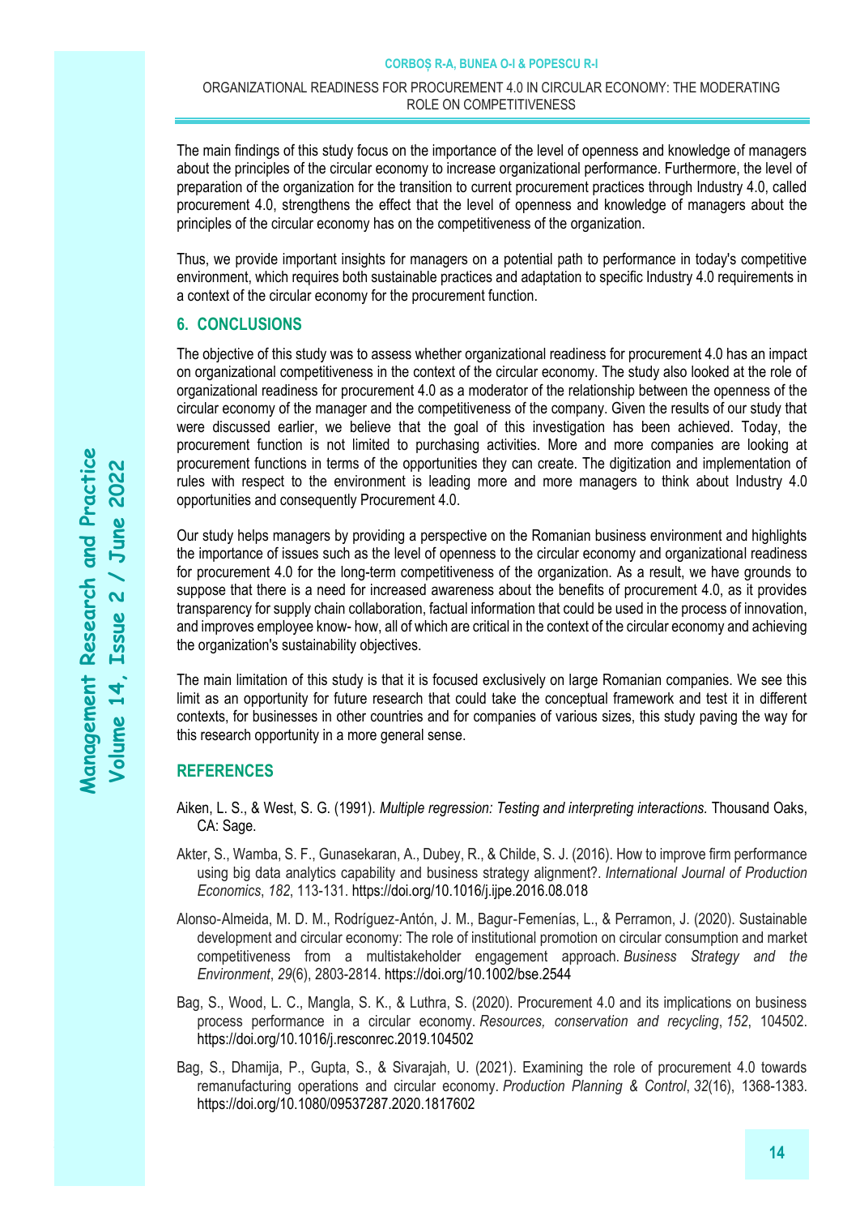The main findings of this study focus on the importance of the level of openness and knowledge of managers about the principles of the circular economy to increase organizational performance. Furthermore, the level of preparation of the organization for the transition to current procurement practices through Industry 4.0, called procurement 4.0, strengthens the effect that the level of openness and knowledge of managers about the principles of the circular economy has on the competitiveness of the organization.

Thus, we provide important insights for managers on a potential path to performance in today's competitive environment, which requires both sustainable practices and adaptation to specific Industry 4.0 requirements in a context of the circular economy for the procurement function.

## 6. CONCLUSIONS

The objective of this study was to assess whether organizational readiness for procurement 4.0 has an impact on organizational competitiveness in the context of the circular economy. The study also looked at the role of organizational readiness for procurement 4.0 as a moderator of the relationship between the openness of the circular economy of the manager and the competitiveness of the company. Given the results of our study that were discussed earlier, we believe that the goal of this investigation has been achieved. Today, the procurement function is not limited to purchasing activities. More and more companies are looking at procurement functions in terms of the opportunities they can create. The digitization and implementation of rules with respect to the environment is leading more and more managers to think about Industry 4.0 opportunities and consequently Procurement 4.0.

Our study helps managers by providing a perspective on the Romanian business environment and highlights the importance of issues such as the level of openness to the circular economy and organizational readiness for procurement 4.0 for the long-term competitiveness of the organization. As a result, we have grounds to suppose that there is a need for increased awareness about the benefits of procurement 4.0, as it provides transparency for supply chain collaboration, factual information that could be used in the process of innovation, and improves employee know- how, all of which are critical in the context of the circular economy and achieving the organization's sustainability objectives.

The main limitation of this study is that it is focused exclusively on large Romanian companies. We see this limit as an opportunity for future research that could take the conceptual framework and test it in different contexts, for businesses in other countries and for companies of various sizes, this study paving the way for this research opportunity in a more general sense.

## REFERENCES

Aiken, L. S., & West, S. G. (1991). *Multiple regression: Testing and interpreting interactions.* Thousand Oaks, CA: Sage.

Akter, S., Wamba, S. F., Gunasekaran, A., Dubey, R., & Childe, S. J. (2016). How to improve firm performance using big data analytics capability and business strategy alignment?. *International Journal of Production Economics*, *182*, 113-131. https://doi.org/10.1016/j.ijpe.2016.08.018

Alonso-Almeida, M. D. M., Rodríguez-Antón, J. M., Bagur-Femenías, L., & Perramon, J. (2020). Sustainable development and circular economy: The role of institutional promotion on circular consumption and market competitiveness from a multistakeholder engagement approach. *Business Strategy and the Environment*, *29*(6), 2803-2814. https://doi.org/10.1002/bse.2544

Bag, S., Wood, L. C., Mangla, S. K., & Luthra, S. (2020). Procurement 4.0 and its implications on business process performance in a circular economy. *Resources, conservation and recycling*, *152*, 104502. https://doi.org/10.1016/j.resconrec.2019.104502

Bag, S., Dhamija, P., Gupta, S., & Sivarajah, U. (2021). Examining the role of procurement 4.0 towards remanufacturing operations and circular economy. *Production Planning & Control*, *32*(16), 1368-1383. https://doi.org/10.1080/09537287.2020.1817602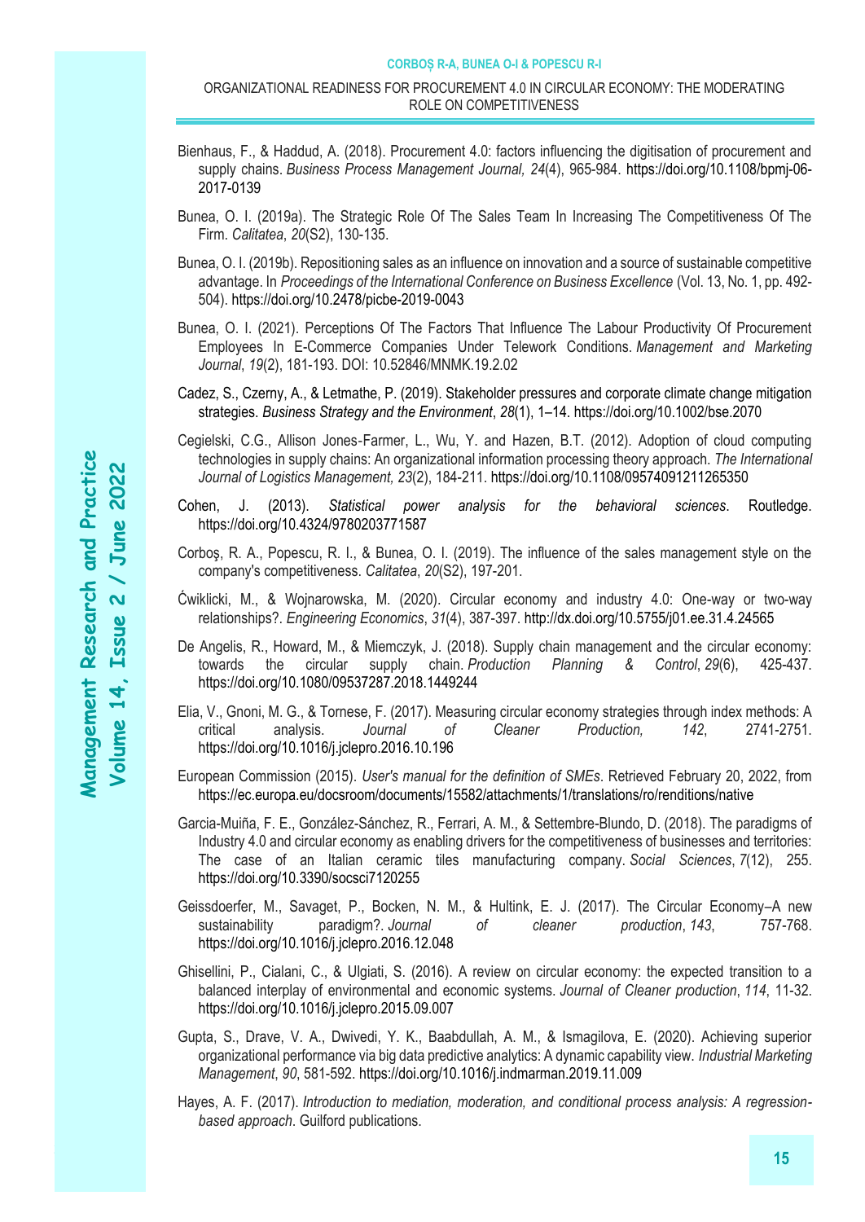Bienhaus, F., & Haddud, A. (2018). Procurement 4.0: factors influencing the digitisation of procurement and supply chains. *Business Process Management Journal, 24*(4), 965-984. https://doi.org/10.1108/bpmj-06-2017-0139

Bunea, O. I. (2019a). The Strategic Role Of The Sales Team In Increasing The Competitiveness Of The Firm. *Calitatea*, *20*(S2), 130-135.

Bunea, O. I. (2019b). Repositioning sales as an influence on innovation and a source of sustainable competitive advantage. In *Proceedings of the International Conference on Business Excellence* (Vol. 13, No. 1, pp. 492-504). https://doi.org/10.2478/picbe-2019-0043

Bunea, O. I. (2021). Perceptions Of The Factors That Influence The Labour Productivity Of Procurement Employees In E-Commerce Companies Under Telework Conditions. *Management and Marketing Journal*, *19*(2), 181-193. DOI: 10.52846/MNMK.19.2.02

Cadez, S., Czerny, A., & Letmathe, P. (2019). Stakeholder pressures and corporate climate change mitigation strategies. *Business Strategy and the Environment*, *28*(1), 1–14. https://doi.org/10.1002/bse.2070

Cegielski, C.G., Allison Jones-Farmer, L., Wu, Y. and Hazen, B.T. (2012). Adoption of cloud computing technologies in supply chains: An organizational information processing theory approach. *The International Journal of Logistics Management, 23*(2), 184-211. https://doi.org/10.1108/09574091211265350

Cohen, J. (2013). *Statistical power analysis for the behavioral sciences*. Routledge. https://doi.org/10.4324/9780203771587

Corboş, R. A., Popescu, R. I., & Bunea, O. I. (2019). The influence of the sales management style on the company's competitiveness. *Calitatea*, *20*(S2), 197-201.

Ćwiklicki, M., & Wojnarowska, M. (2020). Circular economy and industry 4.0: One-way or two-way relationships?. *Engineering Economics*, *31*(4), 387-397. http://dx.doi.org/10.5755/j01.ee.31.4.24565

De Angelis, R., Howard, M., & Miemczyk, J. (2018). Supply chain management and the circular economy: towards the circular supply chain. *Production Planning & Control*, *29*(6), 425-437. https://doi.org/10.1080/09537287.2018.1449244

Elia, V., Gnoni, M. G., & Tornese, F. (2017). Measuring circular economy strategies through index methods: A critical analysis. *Journal of Cleaner Production, 142*, 2741-2751. https://doi.org/10.1016/j.jclepro.2016.10.196

European Commission (2015). *User's manual for the definition of SMEs*. Retrieved February 20, 2022, from https://ec.europa.eu/docsroom/documents/15582/attachments/1/translations/ro/renditions/native

Garcia-Muiña, F. E., González-Sánchez, R., Ferrari, A. M., & Settembre-Blundo, D. (2018). The paradigms of Industry 4.0 and circular economy as enabling drivers for the competitiveness of businesses and territories: The case of an Italian ceramic tiles manufacturing company. *Social Sciences*, *7*(12), 255. https://doi.org/10.3390/socsci7120255

Geissdoerfer, M., Savaget, P., Bocken, N. M., & Hultink, E. J. (2017). The Circular Economy–A new sustainability paradigm?. *Journal of cleaner production*, *143*, 757-768. https://doi.org/10.1016/j.jclepro.2016.12.048

Ghisellini, P., Cialani, C., & Ulgiati, S. (2016). A review on circular economy: the expected transition to a balanced interplay of environmental and economic systems. *Journal of Cleaner production*, *114*, 11-32. https://doi.org/10.1016/j.jclepro.2015.09.007

Gupta, S., Drave, V. A., Dwivedi, Y. K., Baabdullah, A. M., & Ismagilova, E. (2020). Achieving superior organizational performance via big data predictive analytics: A dynamic capability view. *Industrial Marketing Management*, *90*, 581-592. https://doi.org/10.1016/j.indmarman.2019.11.009

Hayes, A. F. (2017). *Introduction to mediation, moderation, and conditional process analysis: A regression-based approach*. Guilford publications.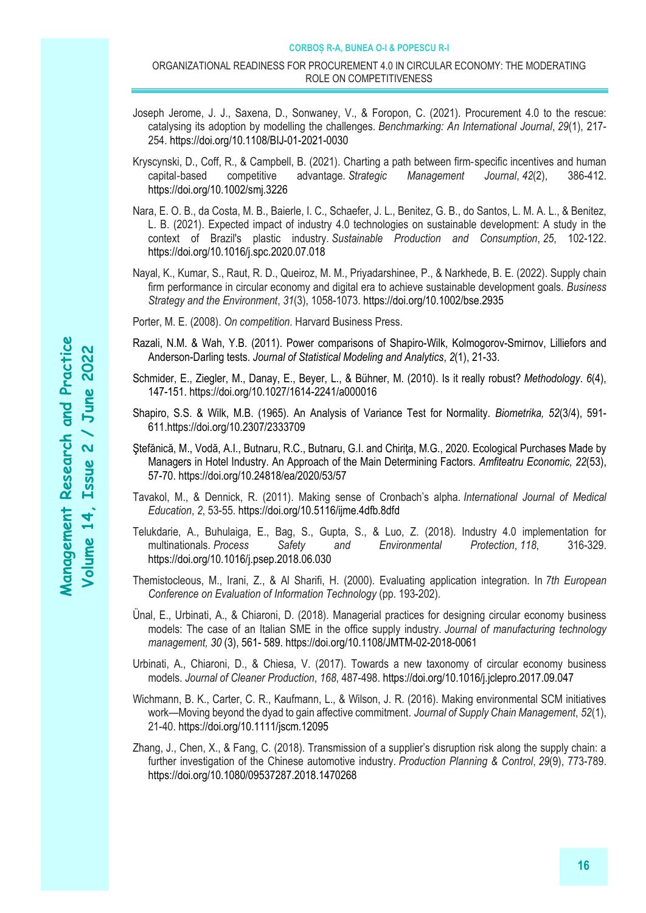Joseph Jerome, J. J., Saxena, D., Sonwaney, V., & Foropon, C. (2021). Procurement 4.0 to the rescue: catalysing its adoption by modelling the challenges. *Benchmarking: An International Journal*, *29*(1), 217-254. https://doi.org/10.1108/BIJ-01-2021-0030

Kryscynski, D., Coff, R., & Campbell, B. (2021). Charting a path between firm‐specific incentives and human capital‐based competitive advantage. *Strategic Management Journal*, *42*(2), 386-412. https://doi.org/10.1002/smj.3226

Nara, E. O. B., da Costa, M. B., Baierle, I. C., Schaefer, J. L., Benitez, G. B., do Santos, L. M. A. L., & Benitez, L. B. (2021). Expected impact of industry 4.0 technologies on sustainable development: A study in the context of Brazil's plastic industry. *Sustainable Production and Consumption*, *25*, 102-122. https://doi.org/10.1016/j.spc.2020.07.018

Nayal, K., Kumar, S., Raut, R. D., Queiroz, M. M., Priyadarshinee, P., & Narkhede, B. E. (2022). Supply chain firm performance in circular economy and digital era to achieve sustainable development goals. *Business Strategy and the Environment*, *31*(3), 1058-1073. https://doi.org/10.1002/bse.2935

Porter, M. E. (2008). *On competition*. Harvard Business Press.

Razali, N.M. & Wah, Y.B. (2011). Power comparisons of Shapiro-Wilk, Kolmogorov-Smirnov, Lilliefors and Anderson-Darling tests. *Journal of Statistical Modeling and Analytics*, *2*(1), 21-33.

Schmider, E., Ziegler, M., Danay, E., Beyer, L., & Bühner, M. (2010). Is it really robust? *Methodology*. *6*(4), 147-151. https://doi.org/10.1027/1614-2241/a000016

Shapiro, S.S. & Wilk, M.B. (1965). An Analysis of Variance Test for Normality. *Biometrika, 52*(3/4), 591-611.https://doi.org/10.2307/2333709

Ştefănică, M., Vodă, A.I., Butnaru, R.C., Butnaru, G.I. and Chiriţa, M.G., 2020. Ecological Purchases Made by Managers in Hotel Industry. An Approach of the Main Determining Factors. *Amfiteatru Economic, 22*(53), 57-70. https://doi.org/10.24818/ea/2020/53/57

Tavakol, M., & Dennick, R. (2011). Making sense of Cronbach's alpha. *International Journal of Medical Education*, *2*, 53-55. https://doi.org/10.5116/ijme.4dfb.8dfd

Telukdarie, A., Buhulaiga, E., Bag, S., Gupta, S., & Luo, Z. (2018). Industry 4.0 implementation for multinationals. *Process Safety and Environmental Protection*, *118*, 316-329. https://doi.org/10.1016/j.psep.2018.06.030

Themistocleous, M., Irani, Z., & Al Sharifi, H. (2000). Evaluating application integration. In *7th European Conference on Evaluation of Information Technology* (pp. 193-202).

Ünal, E., Urbinati, A., & Chiaroni, D. (2018). Managerial practices for designing circular economy business models: The case of an Italian SME in the office supply industry. *Journal of manufacturing technology management, 30* (3), 561- 589. https://doi.org/10.1108/JMTM-02-2018-0061

Urbinati, A., Chiaroni, D., & Chiesa, V. (2017). Towards a new taxonomy of circular economy business models. *Journal of Cleaner Production*, *168*, 487-498. https://doi.org/10.1016/j.jclepro.2017.09.047

Wichmann, B. K., Carter, C. R., Kaufmann, L., & Wilson, J. R. (2016). Making environmental SCM initiatives work—Moving beyond the dyad to gain affective commitment. *Journal of Supply Chain Management*, *52*(1), 21-40. https://doi.org/10.1111/jscm.12095

Zhang, J., Chen, X., & Fang, C. (2018). Transmission of a supplier's disruption risk along the supply chain: a further investigation of the Chinese automotive industry. *Production Planning & Control*, *29*(9), 773-789. https://doi.org/10.1080/09537287.2018.1470268